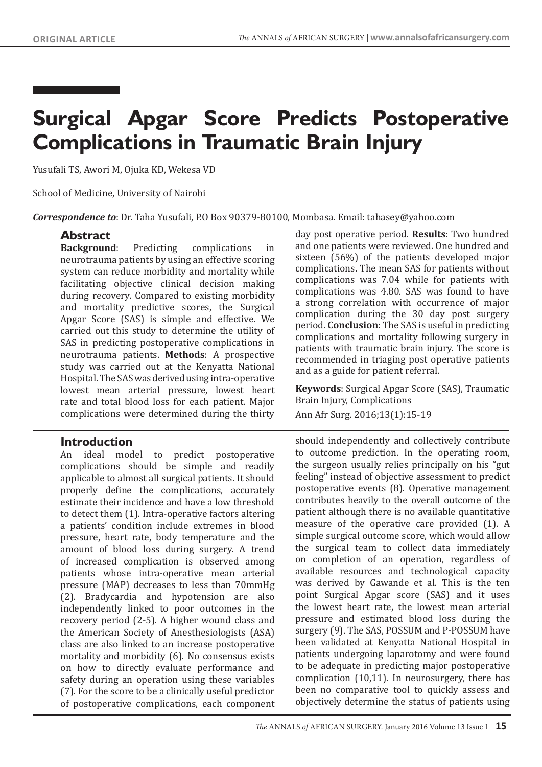ORIGINAL ARTICLE

# Surgical Apgar Score Predicts Postoperative Complications in Traumatic Brain Injury

Yusufali TS, Awori M, Ojuka KD, Wekesa VD

School of Medicine, University of Nairobi

***Correspondence to***: Dr. Taha Yusufali, P.O Box 90379-80100, Mombasa. Email: tahasey@yahoo.com

## Abstract

**Background**: Predicting complications in neurotrauma patients by using an effective scoring system can reduce morbidity and mortality while facilitating objective clinical decision making during recovery. Compared to existing morbidity and mortality predictive scores, the Surgical Apgar Score (SAS) is simple and effective. We carried out this study to determine the utility of SAS in predicting postoperative complications in neurotrauma patients. **Methods**: A prospective study was carried out at the Kenyatta National Hospital. The SAS was derived using intra-operative lowest mean arterial pressure, lowest heart rate and total blood loss for each patient. Major complications were determined during the thirty day post operative period. **Results**: Two hundred and one patients were reviewed. One hundred and sixteen (56%) of the patients developed major complications. The mean SAS for patients without complications was 7.04 while for patients with complications was 4.80. SAS was found to have a strong correlation with occurrence of major complication during the 30 day post surgery period. **Conclusion**: The SAS is useful in predicting complications and mortality following surgery in patients with traumatic brain injury. The score is recommended in triaging post operative patients and as a guide for patient referral.

**Keywords**: Surgical Apgar Score (SAS), Traumatic Brain Injury, Complications

Ann Afr Surg. 2016;13(1):15-19

## Introduction

An ideal model to predict postoperative complications should be simple and readily applicable to almost all surgical patients. It should properly define the complications, accurately estimate their incidence and have a low threshold to detect them (1). Intra-operative factors altering a patients' condition include extremes in blood pressure, heart rate, body temperature and the amount of blood loss during surgery. A trend of increased complication is observed among patients whose intra-operative mean arterial pressure (MAP) decreases to less than 70mmHg (2). Bradycardia and hypotension are also independently linked to poor outcomes in the recovery period (2-5). A higher wound class and the American Society of Anesthesiologists (ASA) class are also linked to an increase postoperative mortality and morbidity (6). No consensus exists on how to directly evaluate performance and safety during an operation using these variables (7). For the score to be a clinically useful predictor of postoperative complications, each component should independently and collectively contribute to outcome prediction. In the operating room, the surgeon usually relies principally on his "gut feeling" instead of objective assessment to predict postoperative events (8). Operative management contributes heavily to the overall outcome of the patient although there is no available quantitative measure of the operative care provided (1). A simple surgical outcome score, which would allow the surgical team to collect data immediately on completion of an operation, regardless of available resources and technological capacity was derived by Gawande et al. This is the ten point Surgical Apgar score (SAS) and it uses the lowest heart rate, the lowest mean arterial pressure and estimated blood loss during the surgery (9). The SAS, POSSUM and P-POSSUM have been validated at Kenyatta National Hospital in patients undergoing laparotomy and were found to be adequate in predicting major postoperative complication (10,11). In neurosurgery, there has been no comparative tool to quickly assess and objectively determine the status of patients using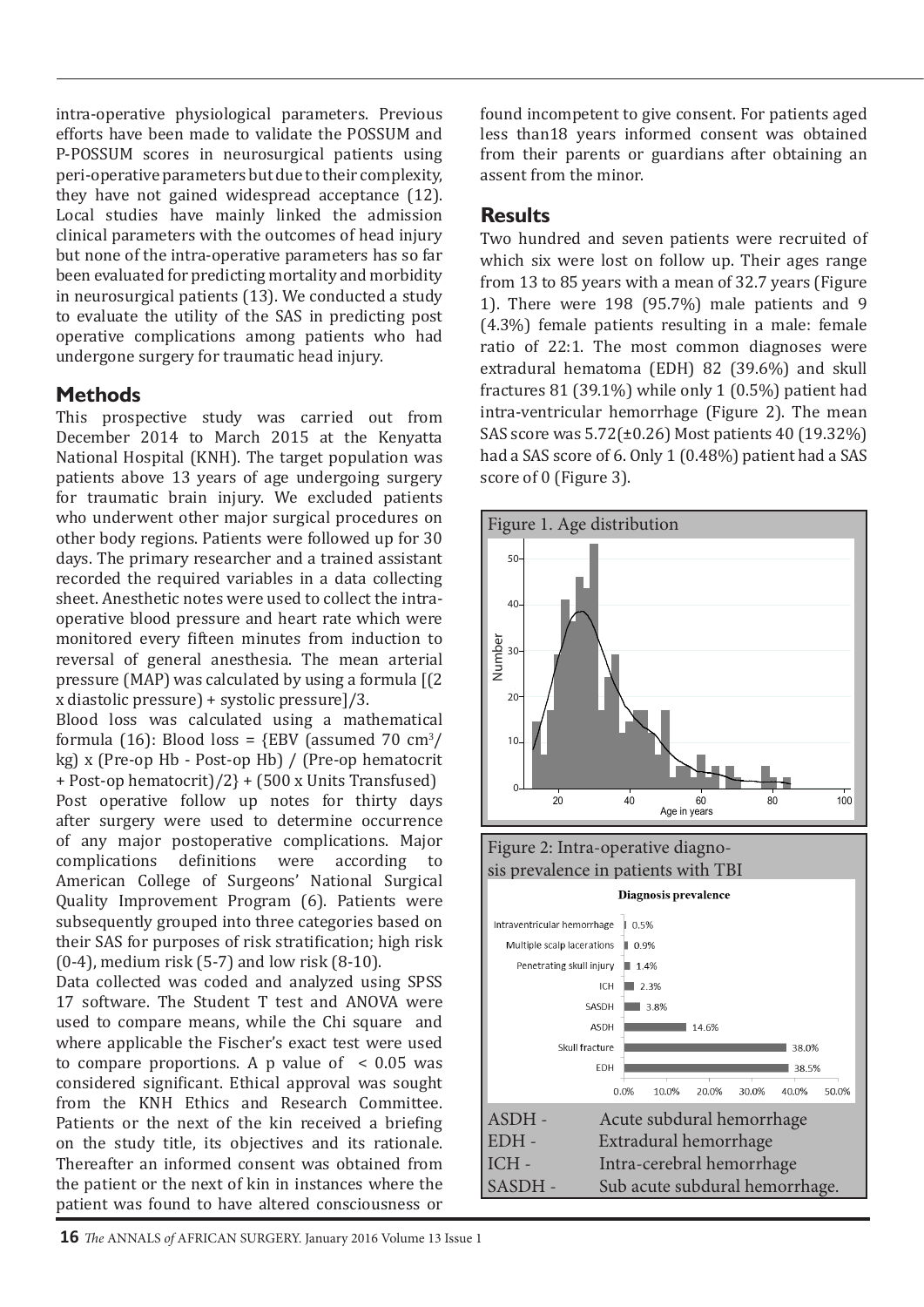intra-operative physiological parameters. Previous efforts have been made to validate the POSSUM and P-POSSUM scores in neurosurgical patients using peri-operative parameters but due to their complexity, they have not gained widespread acceptance (12). Local studies have mainly linked the admission clinical parameters with the outcomes of head injury but none of the intra-operative parameters has so far been evaluated for predicting mortality and morbidity in neurosurgical patients (13). We conducted a study to evaluate the utility of the SAS in predicting post operative complications among patients who had undergone surgery for traumatic head injury.

## Methods

This prospective study was carried out from December 2014 to March 2015 at the Kenyatta National Hospital (KNH). The target population was patients above 13 years of age undergoing surgery for traumatic brain injury. We excluded patients who underwent other major surgical procedures on other body regions. Patients were followed up for 30 days. The primary researcher and a trained assistant recorded the required variables in a data collecting sheet. Anesthetic notes were used to collect the intra-operative blood pressure and heart rate which were monitored every fifteen minutes from induction to reversal of general anesthesia. The mean arterial pressure (MAP) was calculated by using a formula [(2 x diastolic pressure) + systolic pressure]/3.

Blood loss was calculated using a mathematical formula (16): Blood loss = {EBV (assumed 70 $cm^3$/kg) x (Pre-op Hb - Post-op Hb) / (Pre-op hematocrit + Post-op hematocrit)/2} + (500 x Units Transfused)

Post operative follow up notes for thirty days after surgery were used to determine occurrence of any major postoperative complications. Major complications definitions were according to American College of Surgeons' National Surgical Quality Improvement Program (6). Patients were subsequently grouped into three categories based on their SAS for purposes of risk stratification; high risk (0-4), medium risk (5-7) and low risk (8-10).

Data collected was coded and analyzed using SPSS 17 software. The Student T test and ANOVA were used to compare means, while the Chi square and where applicable the Fischer's exact test were used to compare proportions. A p value of $< 0.05$ was considered significant. Ethical approval was sought from the KNH Ethics and Research Committee. Patients or the next of the kin received a briefing on the study title, its objectives and its rationale. Thereafter an informed consent was obtained from the patient or the next of kin in instances where the patient was found to have altered consciousness or found incompetent to give consent. For patients aged less than18 years informed consent was obtained from their parents or guardians after obtaining an assent from the minor.

## Results

Two hundred and seven patients were recruited of which six were lost on follow up. Their ages range from 13 to 85 years with a mean of 32.7 years (Figure 1). There were 198 (95.7%) male patients and 9 (4.3%) female patients resulting in a male: female ratio of 22:1. The most common diagnoses were extradural hematoma (EDH) 82 (39.6%) and skull fractures 81 (39.1%) while only 1 (0.5%) patient had intra-ventricular hemorrhage (Figure 2). The mean SAS score was 5.72(±0.26) Most patients 40 (19.32%) had a SAS score of 6. Only 1 (0.48%) patient had a SAS score of 0 (Figure 3).

Figure 1. Age distribution

Figure 2: Intra-operative diagnosis prevalence in patients with TBI

**Diagnosis prevalence**

| Diagnosis | Prevalence |
|---|---|
| Intraventricular hemorrhage | 0.5% |
| Multiple scalp lacerations | 0.9% |
| Penetrating skull injury | 1.4% |
| ICH | 2.3% |
| SASDH | 3.8% |
| ASDH | 14.6% |
| Skull fracture | 38.0% |
| EDH | 38.5% |

ASDH - Acute subdural hemorrhage
EDH - Extradural hemorrhage
ICH - Intra-cerebral hemorrhage
SASDH - Sub acute subdural hemorrhage.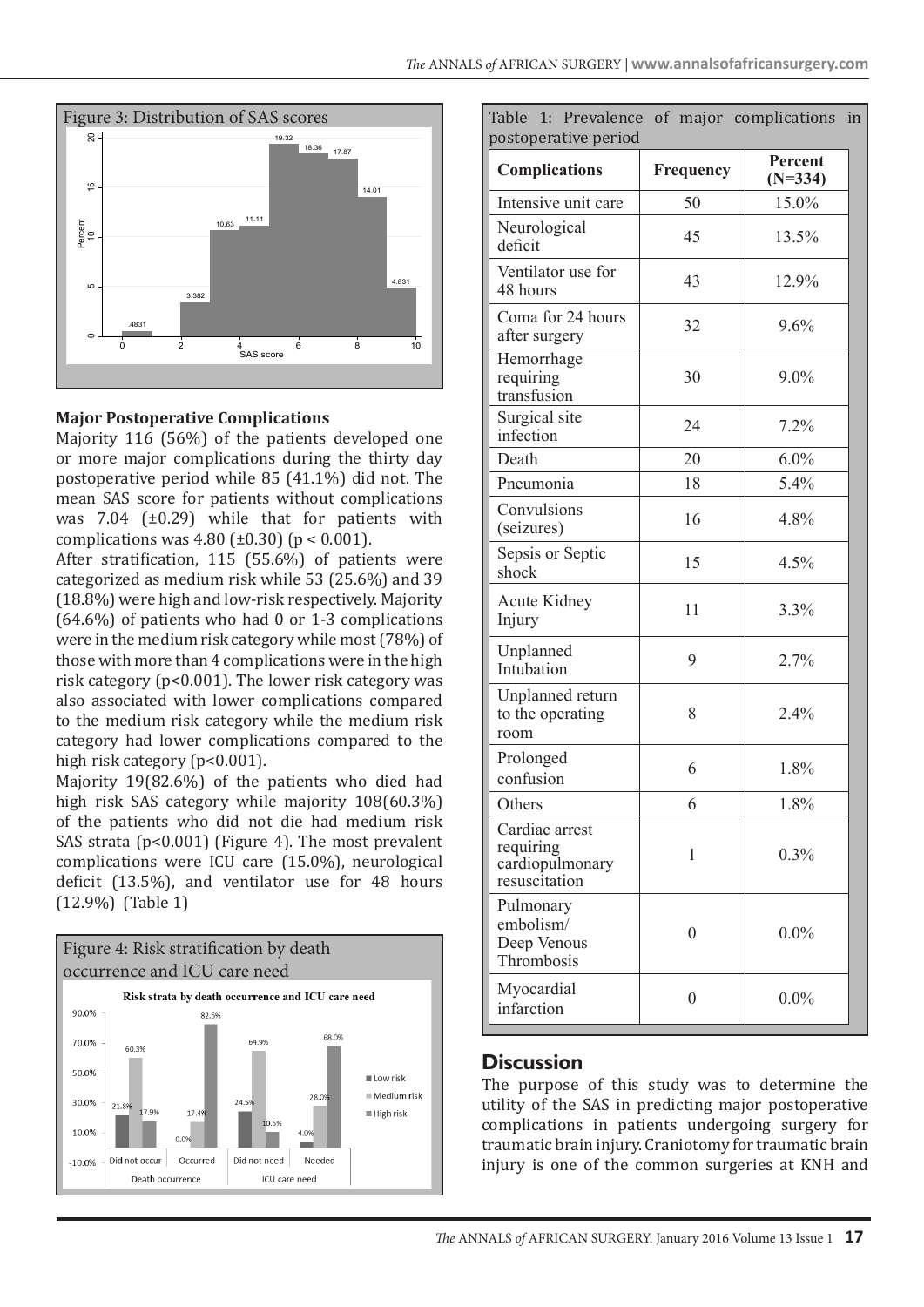Figure 3: Distribution of SAS scores

## Major Postoperative Complications

Majority 116 (56%) of the patients developed one or more major complications during the thirty day postoperative period while 85 (41.1%) did not. The mean SAS score for patients without complications was 7.04 (±0.29) while that for patients with complications was 4.80 (±0.30) ($p < 0.001$).

After stratification, 115 (55.6%) of patients were categorized as medium risk while 53 (25.6%) and 39 (18.8%) were high and low-risk respectively. Majority (64.6%) of patients who had 0 or 1-3 complications were in the medium risk category while most (78%) of those with more than 4 complications were in the high risk category ($p<0.001$). The lower risk category was also associated with lower complications compared to the medium risk category while the medium risk category had lower complications compared to the high risk category ($p<0.001$).

Majority 19(82.6%) of the patients who died had high risk SAS category while majority 108(60.3%) of the patients who did not die had medium risk SAS strata ($p<0.001$) (Figure 4). The most prevalent complications were ICU care (15.0%), neurological deficit (13.5%), and ventilator use for 48 hours (12.9%) (Table 1)

Figure 4: Risk stratification by death occurrence and ICU care need

Table 1: Prevalence of major complications in postoperative period

| Complications | Frequency | Percent (N=334) |
|---|---|---|
| Intensive unit care | 50 | 15.0% |
| Neurological deficit | 45 | 13.5% |
| Ventilator use for 48 hours | 43 | 12.9% |
| Coma for 24 hours after surgery | 32 | 9.6% |
| Hemorrhage requiring transfusion | 30 | 9.0% |
| Surgical site infection | 24 | 7.2% |
| Death | 20 | 6.0% |
| Pneumonia | 18 | 5.4% |
| Convulsions (seizures) | 16 | 4.8% |
| Sepsis or Septic shock | 15 | 4.5% |
| Acute Kidney Injury | 11 | 3.3% |
| Unplanned Intubation | 9 | 2.7% |
| Unplanned return to the operating room | 8 | 2.4% |
| Prolonged confusion | 6 | 1.8% |
| Others | 6 | 1.8% |
| Cardiac arrest requiring cardiopulmonary resuscitation | 1 | 0.3% |
| Pulmonary embolism/ Deep Venous Thrombosis | 0 | 0.0% |
| Myocardial infarction | 0 | 0.0% |

## Discussion

The purpose of this study was to determine the utility of the SAS in predicting major postoperative complications in patients undergoing surgery for traumatic brain injury. Craniotomy for traumatic brain injury is one of the common surgeries at KNH and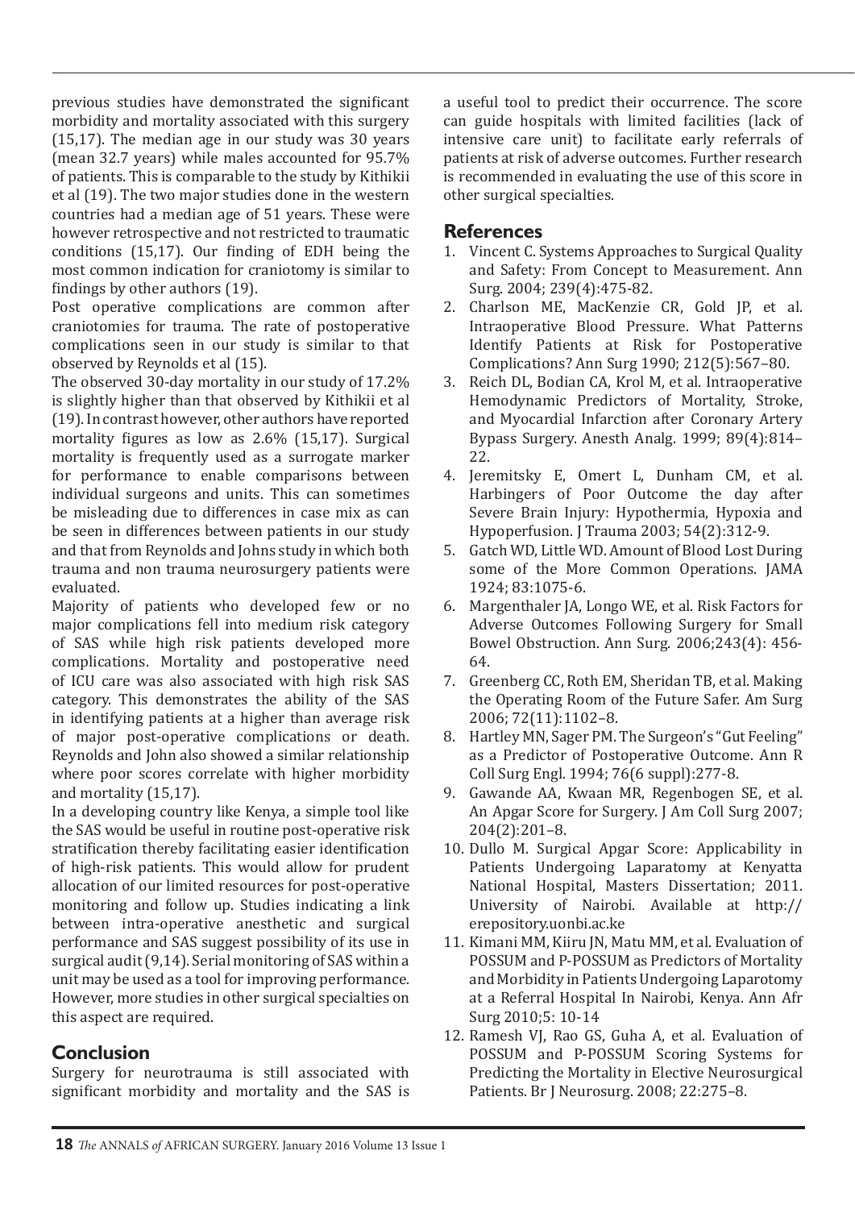previous studies have demonstrated the significant morbidity and mortality associated with this surgery (15,17). The median age in our study was 30 years (mean 32.7 years) while males accounted for 95.7% of patients. This is comparable to the study by Kithikii et al (19). The two major studies done in the western countries had a median age of 51 years. These were however retrospective and not restricted to traumatic conditions (15,17). Our finding of EDH being the most common indication for craniotomy is similar to findings by other authors (19).

Post operative complications are common after craniotomies for trauma. The rate of postoperative complications seen in our study is similar to that observed by Reynolds et al (15).

The observed 30-day mortality in our study of 17.2% is slightly higher than that observed by Kithikii et al (19). In contrast however, other authors have reported mortality figures as low as 2.6% (15,17). Surgical mortality is frequently used as a surrogate marker for performance to enable comparisons between individual surgeons and units. This can sometimes be misleading due to differences in case mix as can be seen in differences between patients in our study and that from Reynolds and Johns study in which both trauma and non trauma neurosurgery patients were evaluated.

Majority of patients who developed few or no major complications fell into medium risk category of SAS while high risk patients developed more complications. Mortality and postoperative need of ICU care was also associated with high risk SAS category. This demonstrates the ability of the SAS in identifying patients at a higher than average risk of major post-operative complications or death. Reynolds and John also showed a similar relationship where poor scores correlate with higher morbidity and mortality (15,17).

In a developing country like Kenya, a simple tool like the SAS would be useful in routine post-operative risk stratification thereby facilitating easier identification of high-risk patients. This would allow for prudent allocation of our limited resources for post-operative monitoring and follow up. Studies indicating a link between intra-operative anesthetic and surgical performance and SAS suggest possibility of its use in surgical audit (9,14). Serial monitoring of SAS within a unit may be used as a tool for improving performance. However, more studies in other surgical specialties on this aspect are required.

## Conclusion

Surgery for neurotrauma is still associated with significant morbidity and mortality and the SAS is a useful tool to predict their occurrence. The score can guide hospitals with limited facilities (lack of intensive care unit) to facilitate early referrals of patients at risk of adverse outcomes. Further research is recommended in evaluating the use of this score in other surgical specialties.

## References

1. Vincent C. Systems Approaches to Surgical Quality and Safety: From Concept to Measurement. Ann Surg. 2004; 239(4):475-82.
2. Charlson ME, MacKenzie CR, Gold JP, et al. Intraoperative Blood Pressure. What Patterns Identify Patients at Risk for Postoperative Complications? Ann Surg 1990; 212(5):567–80.
3. Reich DL, Bodian CA, Krol M, et al. Intraoperative Hemodynamic Predictors of Mortality, Stroke, and Myocardial Infarction after Coronary Artery Bypass Surgery. Anesth Analg. 1999; 89(4):814–22.
4. Jeremitsky E, Omert L, Dunham CM, et al. Harbingers of Poor Outcome the day after Severe Brain Injury: Hypothermia, Hypoxia and Hypoperfusion. J Trauma 2003; 54(2):312-9.
5. Gatch WD, Little WD. Amount of Blood Lost During some of the More Common Operations. JAMA 1924; 83:1075-6.
6. Margenthaler JA, Longo WE, et al. Risk Factors for Adverse Outcomes Following Surgery for Small Bowel Obstruction. Ann Surg. 2006;243(4): 456-64.
7. Greenberg CC, Roth EM, Sheridan TB, et al. Making the Operating Room of the Future Safer. Am Surg 2006; 72(11):1102–8.
8. Hartley MN, Sager PM. The Surgeon's "Gut Feeling" as a Predictor of Postoperative Outcome. Ann R Coll Surg Engl. 1994; 76(6 suppl):277-8.
9. Gawande AA, Kwaan MR, Regenbogen SE, et al. An Apgar Score for Surgery. J Am Coll Surg 2007; 204(2):201–8.
10. Dullo M. Surgical Apgar Score: Applicability in Patients Undergoing Laparatomy at Kenyatta National Hospital, Masters Dissertation; 2011. University of Nairobi. Available at http://erepository.uonbi.ac.ke
11. Kimani MM, Kiiru JN, Matu MM, et al. Evaluation of POSSUM and P-POSSUM as Predictors of Mortality and Morbidity in Patients Undergoing Laparotomy at a Referral Hospital In Nairobi, Kenya. Ann Afr Surg 2010;5: 10-14
12. Ramesh VJ, Rao GS, Guha A, et al. Evaluation of POSSUM and P-POSSUM Scoring Systems for Predicting the Mortality in Elective Neurosurgical Patients. Br J Neurosurg. 2008; 22:275–8.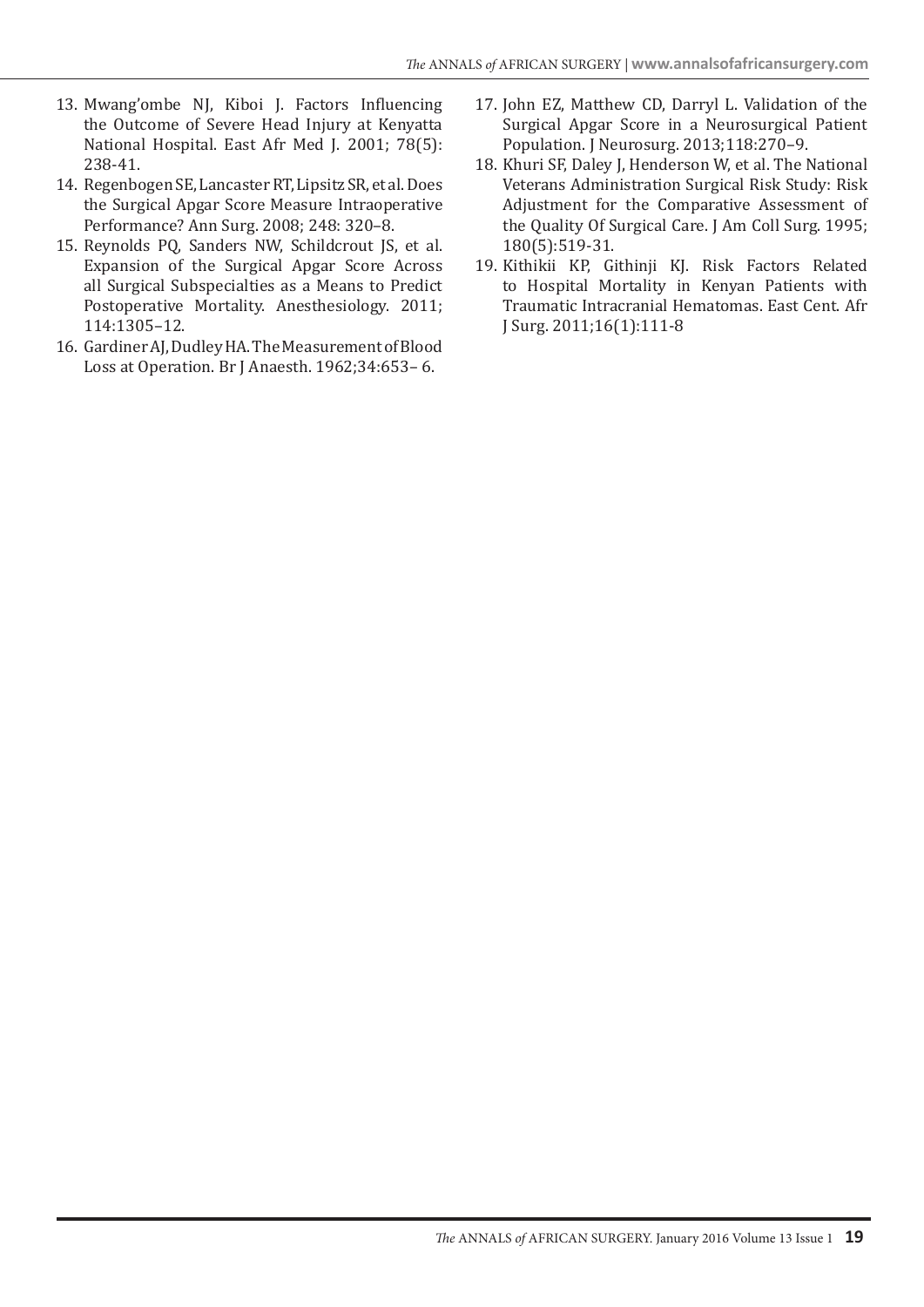13. Mwang'ombe NJ, Kiboi J. Factors Influencing the Outcome of Severe Head Injury at Kenyatta National Hospital. East Afr Med J. 2001; 78(5): 238-41.
14. Regenbogen SE, Lancaster RT, Lipsitz SR, et al. Does the Surgical Apgar Score Measure Intraoperative Performance? Ann Surg. 2008; 248: 320–8.
15. Reynolds PQ, Sanders NW, Schildcrout JS, et al. Expansion of the Surgical Apgar Score Across all Surgical Subspecialties as a Means to Predict Postoperative Mortality. Anesthesiology. 2011; 114:1305–12.
16. Gardiner AJ, Dudley HA. The Measurement of Blood Loss at Operation. Br J Anaesth. 1962;34:653– 6.
17. John EZ, Matthew CD, Darryl L. Validation of the Surgical Apgar Score in a Neurosurgical Patient Population. J Neurosurg. 2013;118:270–9.
18. Khuri SF, Daley J, Henderson W, et al. The National Veterans Administration Surgical Risk Study: Risk Adjustment for the Comparative Assessment of the Quality Of Surgical Care. J Am Coll Surg. 1995; 180(5):519-31.
19. Kithikii KP, Githinji KJ. Risk Factors Related to Hospital Mortality in Kenyan Patients with Traumatic Intracranial Hematomas. East Cent. Afr J Surg. 2011;16(1):111-8